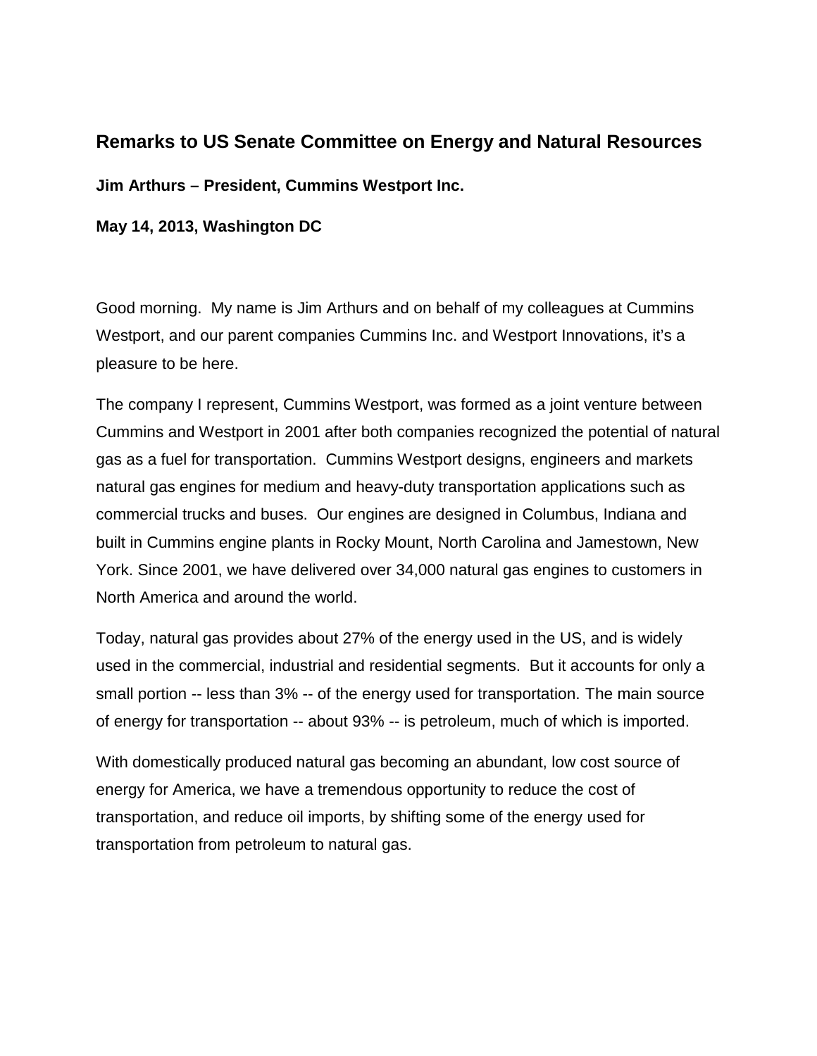# Remarks to US Senate Committee on Energy and Natural Resources

**Jim Arthurs – President, Cummins Westport Inc.**

**May 14, 2013, Washington DC**

Good morning. My name is Jim Arthurs and on behalf of my colleagues at Cummins Westport, and our parent companies Cummins Inc. and Westport Innovations, it's a pleasure to be here.

The company I represent, Cummins Westport, was formed as a joint venture between Cummins and Westport in 2001 after both companies recognized the potential of natural gas as a fuel for transportation. Cummins Westport designs, engineers and markets natural gas engines for medium and heavy-duty transportation applications such as commercial trucks and buses. Our engines are designed in Columbus, Indiana and built in Cummins engine plants in Rocky Mount, North Carolina and Jamestown, New York. Since 2001, we have delivered over 34,000 natural gas engines to customers in North America and around the world.

Today, natural gas provides about 27% of the energy used in the US, and is widely used in the commercial, industrial and residential segments. But it accounts for only a small portion -- less than 3% -- of the energy used for transportation. The main source of energy for transportation -- about 93% -- is petroleum, much of which is imported.

With domestically produced natural gas becoming an abundant, low cost source of energy for America, we have a tremendous opportunity to reduce the cost of transportation, and reduce oil imports, by shifting some of the energy used for transportation from petroleum to natural gas.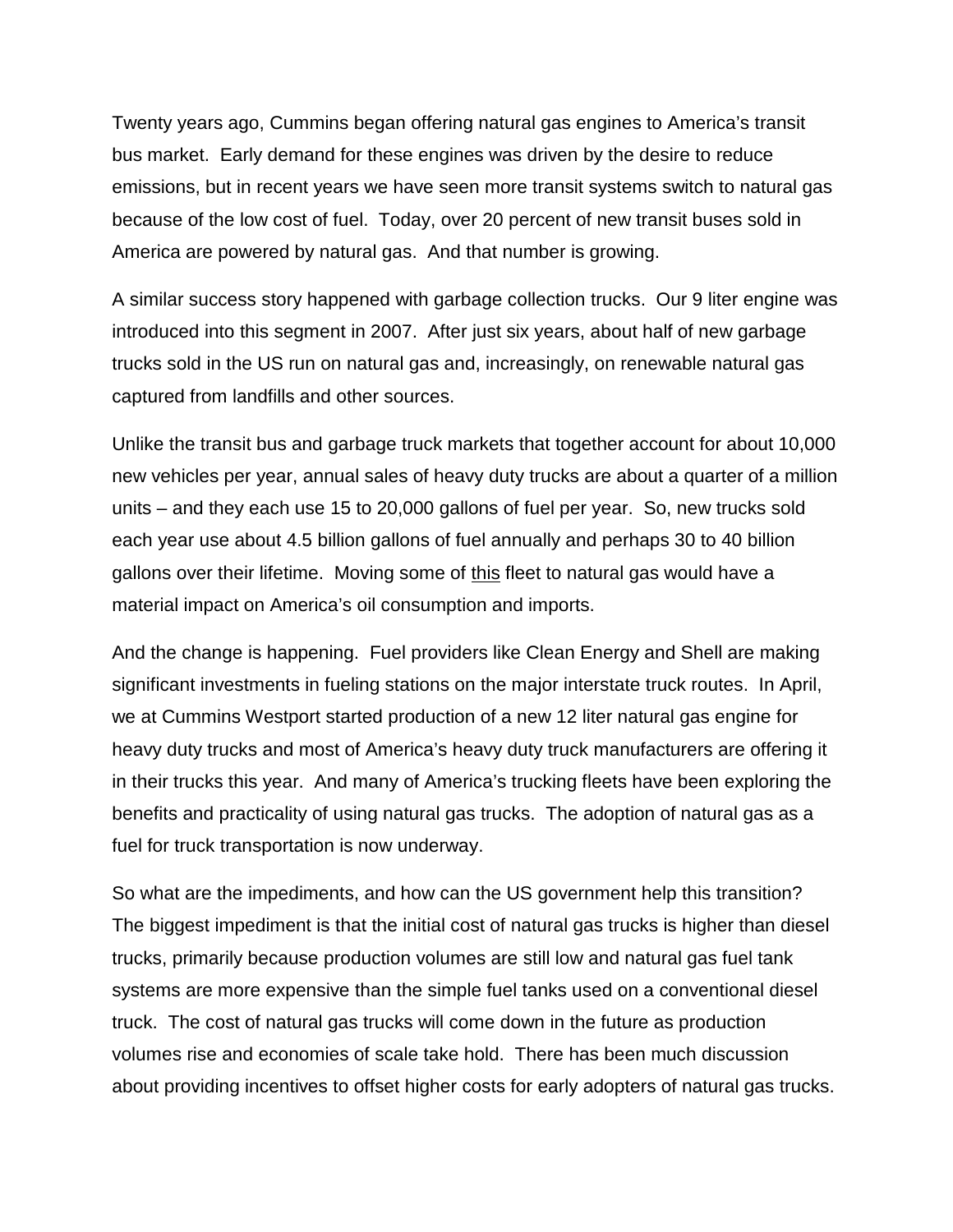Twenty years ago, Cummins began offering natural gas engines to America's transit bus market. Early demand for these engines was driven by the desire to reduce emissions, but in recent years we have seen more transit systems switch to natural gas because of the low cost of fuel. Today, over 20 percent of new transit buses sold in America are powered by natural gas. And that number is growing.

A similar success story happened with garbage collection trucks. Our 9 liter engine was introduced into this segment in 2007. After just six years, about half of new garbage trucks sold in the US run on natural gas and, increasingly, on renewable natural gas captured from landfills and other sources.

Unlike the transit bus and garbage truck markets that together account for about 10,000 new vehicles per year, annual sales of heavy duty trucks are about a quarter of a million units – and they each use 15 to 20,000 gallons of fuel per year. So, new trucks sold each year use about 4.5 billion gallons of fuel annually and perhaps 30 to 40 billion gallons over their lifetime. Moving some of <u>this</u> fleet to natural gas would have a material impact on America's oil consumption and imports.

And the change is happening. Fuel providers like Clean Energy and Shell are making significant investments in fueling stations on the major interstate truck routes. In April, we at Cummins Westport started production of a new 12 liter natural gas engine for heavy duty trucks and most of America's heavy duty truck manufacturers are offering it in their trucks this year. And many of America's trucking fleets have been exploring the benefits and practicality of using natural gas trucks. The adoption of natural gas as a fuel for truck transportation is now underway.

So what are the impediments, and how can the US government help this transition? The biggest impediment is that the initial cost of natural gas trucks is higher than diesel trucks, primarily because production volumes are still low and natural gas fuel tank systems are more expensive than the simple fuel tanks used on a conventional diesel truck. The cost of natural gas trucks will come down in the future as production volumes rise and economies of scale take hold. There has been much discussion about providing incentives to offset higher costs for early adopters of natural gas trucks.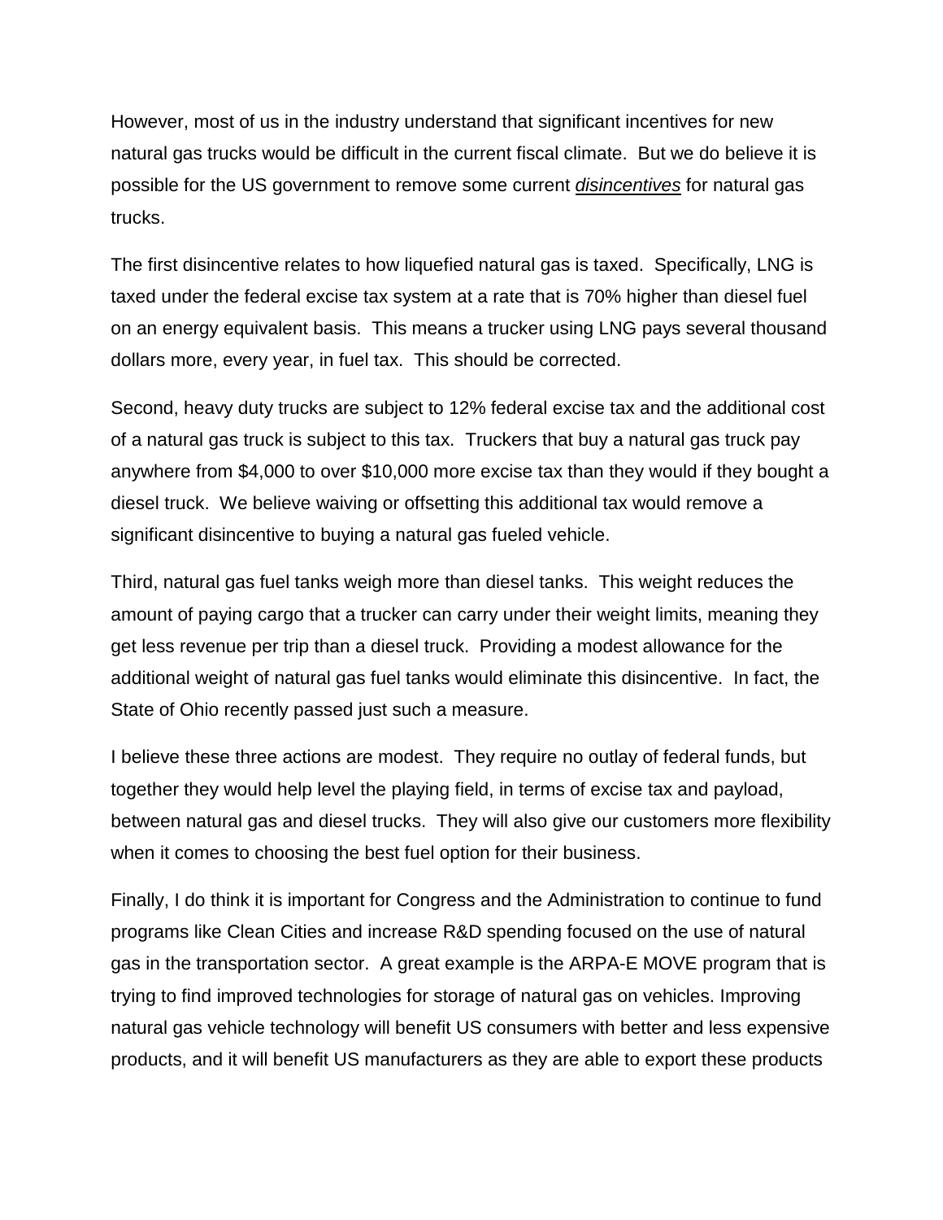However, most of us in the industry understand that significant incentives for new natural gas trucks would be difficult in the current fiscal climate. But we do believe it is possible for the US government to remove some current *disincentives* for natural gas trucks.

The first disincentive relates to how liquefied natural gas is taxed. Specifically, LNG is taxed under the federal excise tax system at a rate that is 70% higher than diesel fuel on an energy equivalent basis. This means a trucker using LNG pays several thousand dollars more, every year, in fuel tax. This should be corrected.

Second, heavy duty trucks are subject to 12% federal excise tax and the additional cost of a natural gas truck is subject to this tax. Truckers that buy a natural gas truck pay anywhere from $4,000 to over $10,000 more excise tax than they would if they bought a diesel truck. We believe waiving or offsetting this additional tax would remove a significant disincentive to buying a natural gas fueled vehicle.

Third, natural gas fuel tanks weigh more than diesel tanks. This weight reduces the amount of paying cargo that a trucker can carry under their weight limits, meaning they get less revenue per trip than a diesel truck. Providing a modest allowance for the additional weight of natural gas fuel tanks would eliminate this disincentive. In fact, the State of Ohio recently passed just such a measure.

I believe these three actions are modest. They require no outlay of federal funds, but together they would help level the playing field, in terms of excise tax and payload, between natural gas and diesel trucks. They will also give our customers more flexibility when it comes to choosing the best fuel option for their business.

Finally, I do think it is important for Congress and the Administration to continue to fund programs like Clean Cities and increase R&D spending focused on the use of natural gas in the transportation sector. A great example is the ARPA-E MOVE program that is trying to find improved technologies for storage of natural gas on vehicles. Improving natural gas vehicle technology will benefit US consumers with better and less expensive products, and it will benefit US manufacturers as they are able to export these products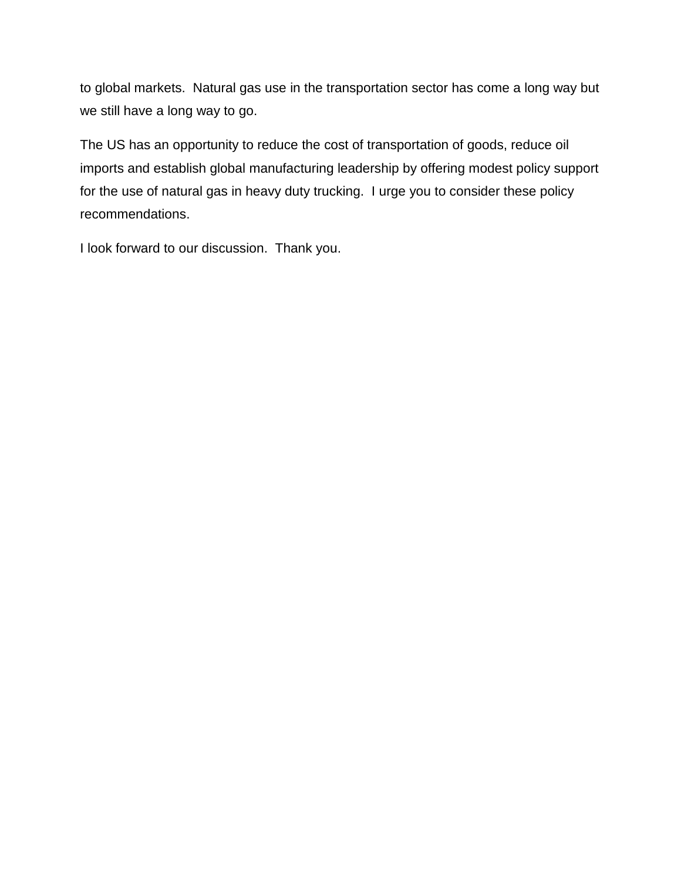to global markets.  Natural gas use in the transportation sector has come a long way but we still have a long way to go.

The US has an opportunity to reduce the cost of transportation of goods, reduce oil imports and establish global manufacturing leadership by offering modest policy support for the use of natural gas in heavy duty trucking.  I urge you to consider these policy recommendations.

I look forward to our discussion.  Thank you.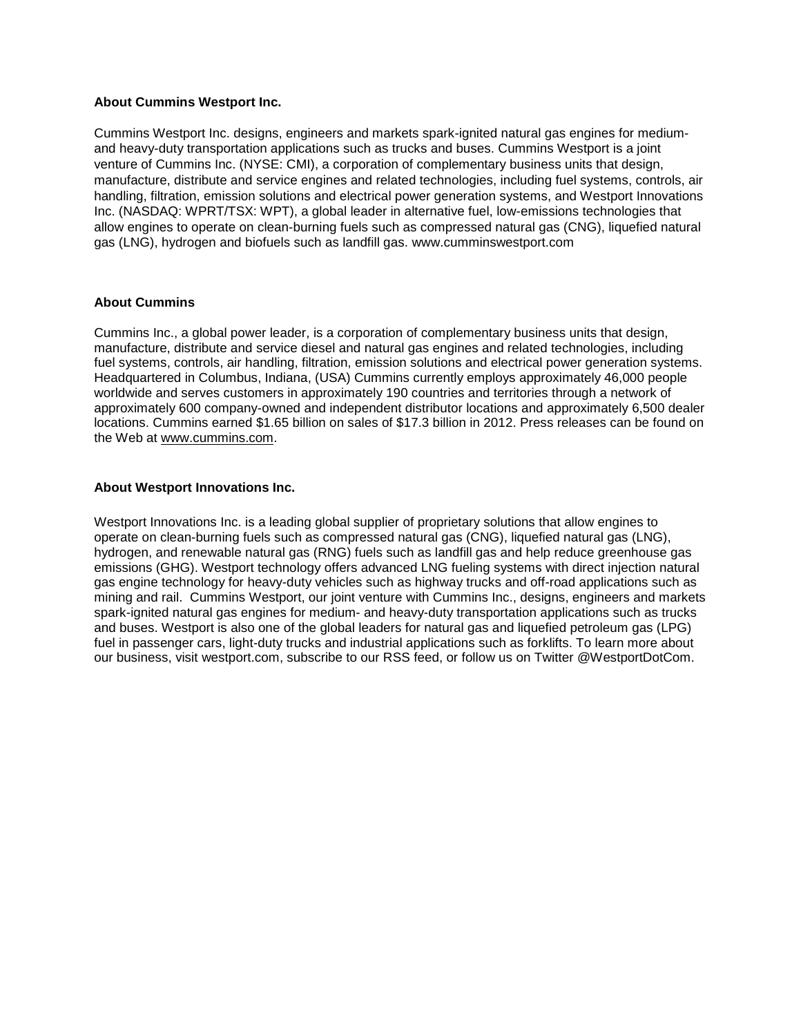**About Cummins Westport Inc.**

Cummins Westport Inc. designs, engineers and markets spark-ignited natural gas engines for medium- and heavy-duty transportation applications such as trucks and buses. Cummins Westport is a joint venture of Cummins Inc. (NYSE: CMI), a corporation of complementary business units that design, manufacture, distribute and service engines and related technologies, including fuel systems, controls, air handling, filtration, emission solutions and electrical power generation systems, and Westport Innovations Inc. (NASDAQ: WPRT/TSX: WPT), a global leader in alternative fuel, low-emissions technologies that allow engines to operate on clean-burning fuels such as compressed natural gas (CNG), liquefied natural gas (LNG), hydrogen and biofuels such as landfill gas. www.cumminswestport.com

**About Cummins**

Cummins Inc., a global power leader, is a corporation of complementary business units that design, manufacture, distribute and service diesel and natural gas engines and related technologies, including fuel systems, controls, air handling, filtration, emission solutions and electrical power generation systems. Headquartered in Columbus, Indiana, (USA) Cummins currently employs approximately 46,000 people worldwide and serves customers in approximately 190 countries and territories through a network of approximately 600 company-owned and independent distributor locations and approximately 6,500 dealer locations. Cummins earned $1.65 billion on sales of $17.3 billion in 2012. Press releases can be found on the Web at www.cummins.com.

**About Westport Innovations Inc.**

Westport Innovations Inc. is a leading global supplier of proprietary solutions that allow engines to operate on clean-burning fuels such as compressed natural gas (CNG), liquefied natural gas (LNG), hydrogen, and renewable natural gas (RNG) fuels such as landfill gas and help reduce greenhouse gas emissions (GHG). Westport technology offers advanced LNG fueling systems with direct injection natural gas engine technology for heavy-duty vehicles such as highway trucks and off-road applications such as mining and rail. Cummins Westport, our joint venture with Cummins Inc., designs, engineers and markets spark-ignited natural gas engines for medium- and heavy-duty transportation applications such as trucks and buses. Westport is also one of the global leaders for natural gas and liquefied petroleum gas (LPG) fuel in passenger cars, light-duty trucks and industrial applications such as forklifts. To learn more about our business, visit westport.com, subscribe to our RSS feed, or follow us on Twitter @WestportDotCom.